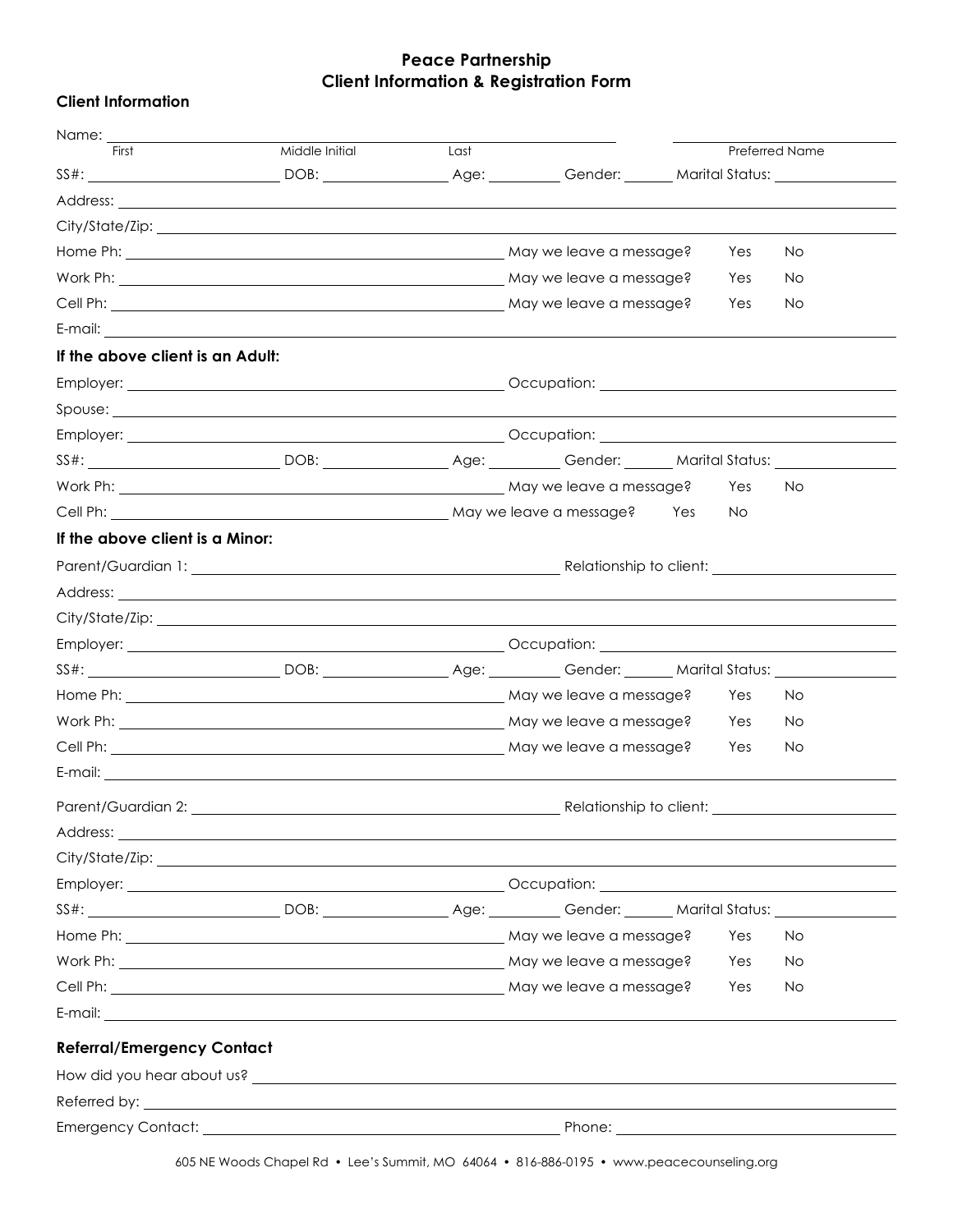# Peace Partnership
## Client Information & Registration Form

### Client Information

Name: ______________________________________________ ______________________
First Middle Initial Last Preferred Name

SS#: ____________ DOB: ____________ Age: ________ Gender: ______ Marital Status: ____________

Address: ____________________________________________

City/State/Zip: ____________________________________________

Home Ph: ______________________ May we leave a message? Yes No

Work Ph: ______________________ May we leave a message? Yes No

Cell Ph: ______________________ May we leave a message? Yes No

E-mail: ____________________________________________

### If the above client is an Adult:

Employer: ______________________ Occupation: ______________________

Spouse: ____________________________________________

Employer: ______________________ Occupation: ______________________

SS#: ____________ DOB: ____________ Age: ________ Gender: ______ Marital Status: ____________

Work Ph: ______________________ May we leave a message? Yes No

Cell Ph: ______________________ May we leave a message? Yes No

### If the above client is a Minor:

Parent/Guardian 1: ______________________ Relationship to client: ______________________

Address: ____________________________________________

City/State/Zip: ____________________________________________

Employer: ______________________ Occupation: ______________________

SS#: ____________ DOB: ____________ Age: ________ Gender: ______ Marital Status: ____________

Home Ph: ______________________ May we leave a message? Yes No

Work Ph: ______________________ May we leave a message? Yes No

Cell Ph: ______________________ May we leave a message? Yes No

E-mail: ____________________________________________

Parent/Guardian 2: ______________________ Relationship to client: ______________________

Address: ____________________________________________

City/State/Zip: ____________________________________________

Employer: ______________________ Occupation: ______________________

SS#: ____________ DOB: ____________ Age: ________ Gender: ______ Marital Status: ____________

Home Ph: ______________________ May we leave a message? Yes No

Work Ph: ______________________ May we leave a message? Yes No

Cell Ph: ______________________ May we leave a message? Yes No

E-mail: ____________________________________________

### Referral/Emergency Contact

How did you hear about us? ____________________________________________

Referred by: ____________________________________________

Emergency Contact: ______________________ Phone: ______________________

605 NE Woods Chapel Rd • Lee's Summit, MO 64064 • 816-886-0195 • www.peacecounseling.org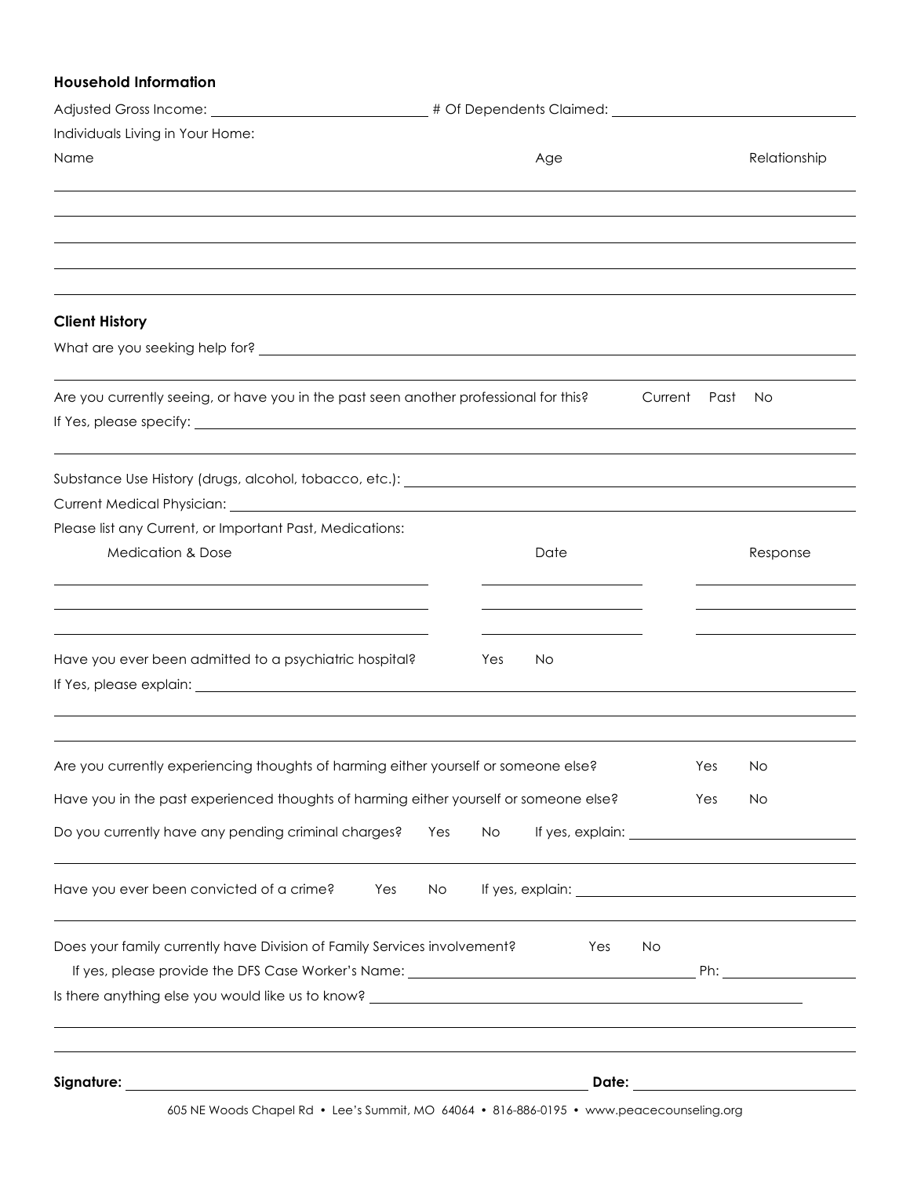**Household Information**

Adjusted Gross Income: ______________________ # Of Dependents Claimed: ______________________

Individuals Living in Your Home:

| Name | Age | Relationship |
|---|---|---|
| | | |
| | | |
| | | |
| | | |
| | | |

**Client History**

What are you seeking help for? ____________________________________________

____________________________________________

Are you currently seeing, or have you in the past seen another professional for this? Current Past No

If Yes, please specify: ____________________________________________

____________________________________________

Substance Use History (drugs, alcohol, tobacco, etc.): ____________________________________________

Current Medical Physician: ____________________________________________

Please list any Current, or Important Past, Medications:

| Medication & Dose | Date | Response |
|---|---|---|
| | | |
| | | |
| | | |

Have you ever been admitted to a psychiatric hospital? Yes No

If Yes, please explain: ____________________________________________

____________________________________________

____________________________________________

Are you currently experiencing thoughts of harming either yourself or someone else? Yes No

Have you in the past experienced thoughts of harming either yourself or someone else? Yes No

Do you currently have any pending criminal charges? Yes No If yes, explain: ______________________

____________________________________________

Have you ever been convicted of a crime? Yes No If yes, explain: ______________________

____________________________________________

Does your family currently have Division of Family Services involvement? Yes No

If yes, please provide the DFS Case Worker's Name: ______________________ Ph: ______________

Is there anything else you would like us to know? ____________________________________________

____________________________________________

____________________________________________

**Signature:** ______________________________ **Date:** ______________

605 NE Woods Chapel Rd • Lee's Summit, MO 64064 • 816-886-0195 • www.peacecounseling.org